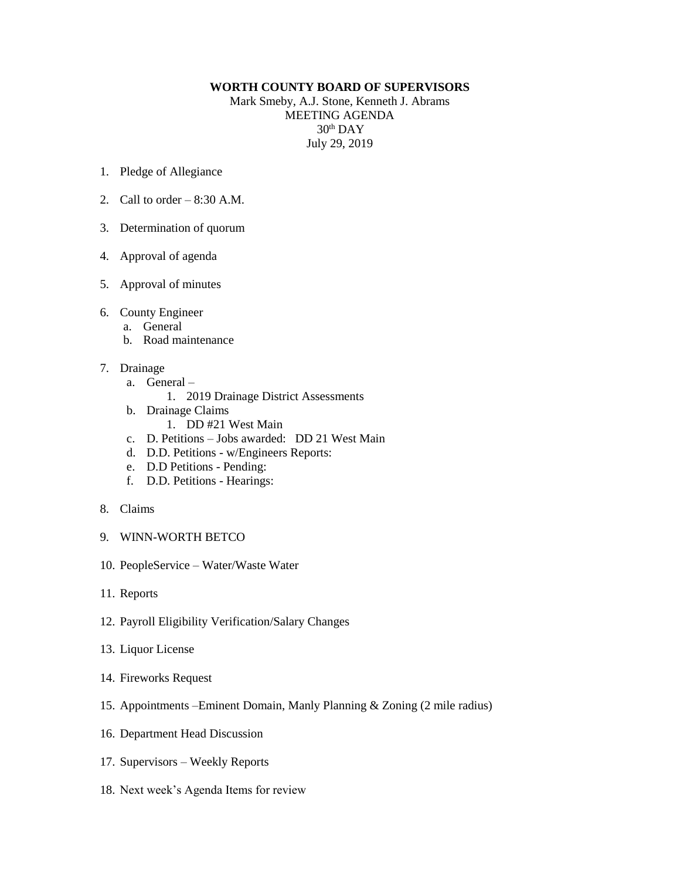**WORTH COUNTY BOARD OF SUPERVISORS**

Mark Smeby, A.J. Stone, Kenneth J. Abrams
MEETING AGENDA
30th DAY
July 29, 2019

1. Pledge of Allegiance
2. Call to order – 8:30 A.M.
3. Determination of quorum
4. Approval of agenda
5. Approval of minutes
6. County Engineer
   a. General
   b. Road maintenance
7. Drainage
   a. General –
      1. 2019 Drainage District Assessments
   b. Drainage Claims
      1. DD #21 West Main
   c. D. Petitions – Jobs awarded: DD 21 West Main
   d. D.D. Petitions - w/Engineers Reports:
   e. D.D Petitions - Pending:
   f. D.D. Petitions - Hearings:
8. Claims
9. WINN-WORTH BETCO
10. PeopleService – Water/Waste Water
11. Reports
12. Payroll Eligibility Verification/Salary Changes
13. Liquor License
14. Fireworks Request
15. Appointments –Eminent Domain, Manly Planning & Zoning (2 mile radius)
16. Department Head Discussion
17. Supervisors – Weekly Reports
18. Next week's Agenda Items for review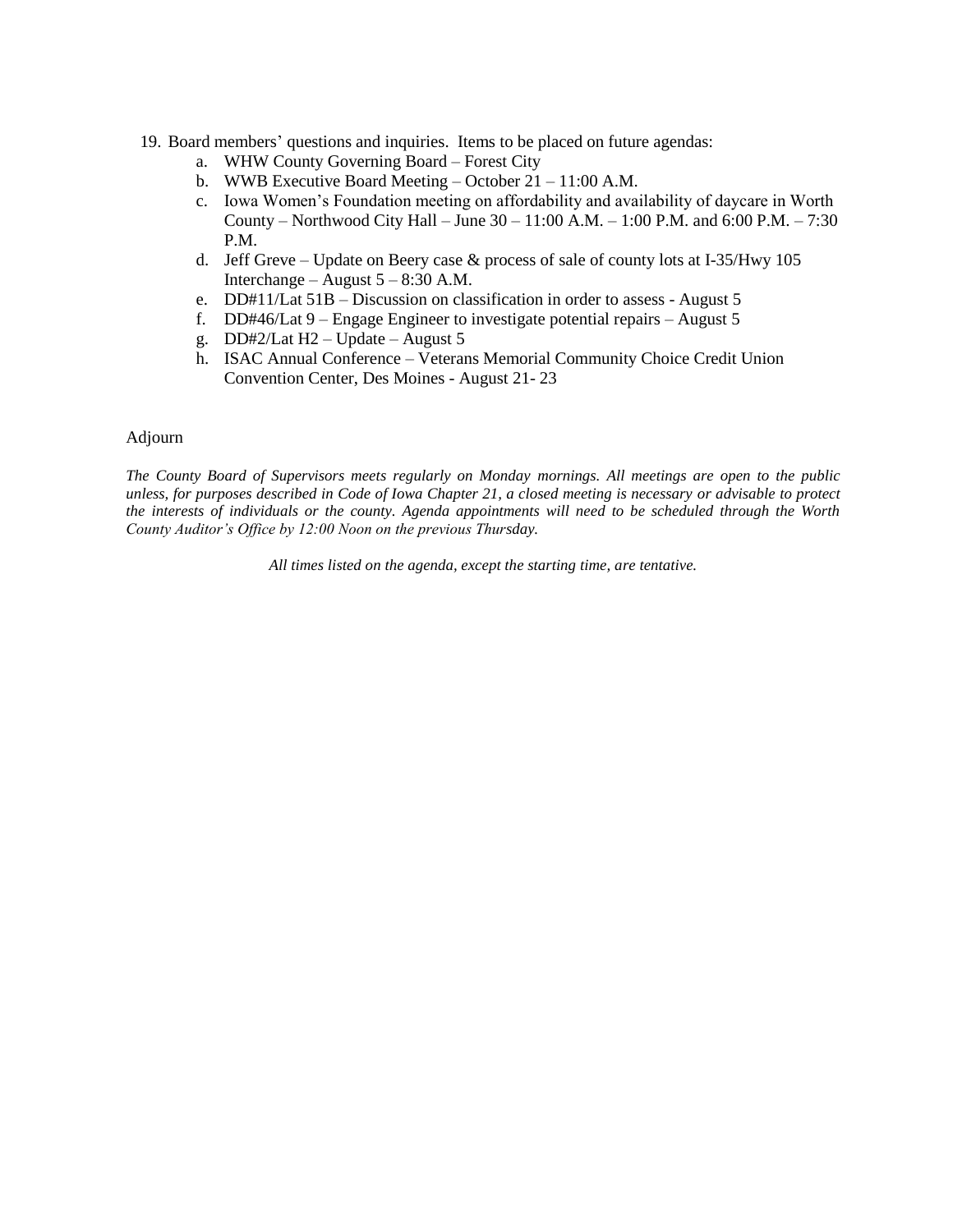19. Board members' questions and inquiries. Items to be placed on future agendas:
    a. WHW County Governing Board – Forest City
    b. WWB Executive Board Meeting – October 21 – 11:00 A.M.
    c. Iowa Women's Foundation meeting on affordability and availability of daycare in Worth County – Northwood City Hall – June 30 – 11:00 A.M. – 1:00 P.M. and 6:00 P.M. – 7:30 P.M.
    d. Jeff Greve – Update on Beery case & process of sale of county lots at I-35/Hwy 105 Interchange – August 5 – 8:30 A.M.
    e. DD#11/Lat 51B – Discussion on classification in order to assess - August 5
    f. DD#46/Lat 9 – Engage Engineer to investigate potential repairs – August 5
    g. DD#2/Lat H2 – Update – August 5
    h. ISAC Annual Conference – Veterans Memorial Community Choice Credit Union Convention Center, Des Moines - August 21- 23

Adjourn

*The County Board of Supervisors meets regularly on Monday mornings. All meetings are open to the public unless, for purposes described in Code of Iowa Chapter 21, a closed meeting is necessary or advisable to protect the interests of individuals or the county. Agenda appointments will need to be scheduled through the Worth County Auditor's Office by 12:00 Noon on the previous Thursday.*

*All times listed on the agenda, except the starting time, are tentative.*